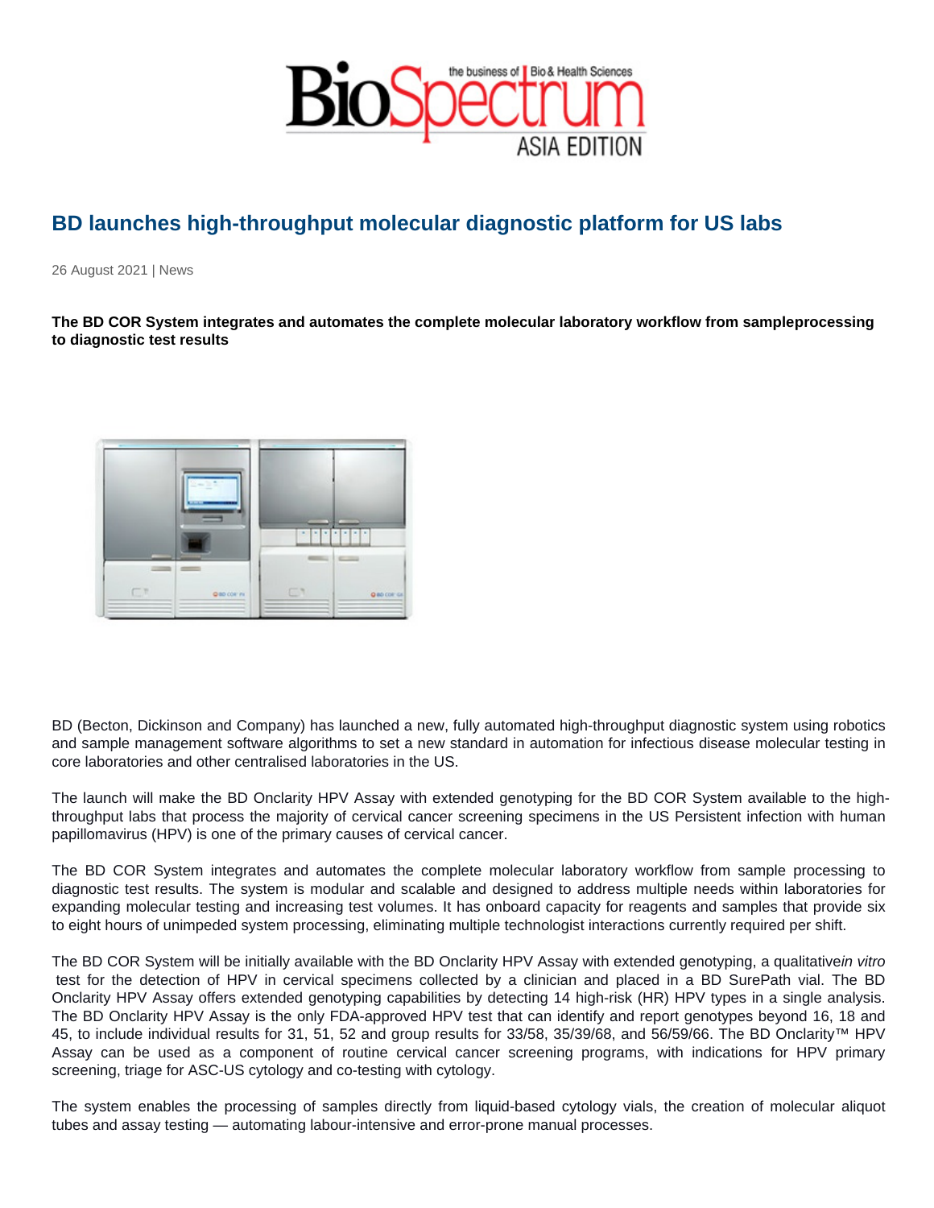# BD launches high-throughput molecular diagnostic platform for US labs

26 August 2021 | News

**The BD COR System integrates and automates the complete molecular laboratory workflow from sampleprocessing to diagnostic test results**

BD (Becton, Dickinson and Company) has launched a new, fully automated high-throughput diagnostic system using robotics and sample management software algorithms to set a new standard in automation for infectious disease molecular testing in core laboratories and other centralised laboratories in the US.

The launch will make the BD Onclarity HPV Assay with extended genotyping for the BD COR System available to the high-throughput labs that process the majority of cervical cancer screening specimens in the US Persistent infection with human papillomavirus (HPV) is one of the primary causes of cervical cancer.

The BD COR System integrates and automates the complete molecular laboratory workflow from sample processing to diagnostic test results. The system is modular and scalable and designed to address multiple needs within laboratories for expanding molecular testing and increasing test volumes. It has onboard capacity for reagents and samples that provide six to eight hours of unimpeded system processing, eliminating multiple technologist interactions currently required per shift.

The BD COR System will be initially available with the BD Onclarity HPV Assay with extended genotyping, a qualitative*in vitro* test for the detection of HPV in cervical specimens collected by a clinician and placed in a BD SurePath vial. The BD Onclarity HPV Assay offers extended genotyping capabilities by detecting 14 high-risk (HR) HPV types in a single analysis. The BD Onclarity HPV Assay is the only FDA-approved HPV test that can identify and report genotypes beyond 16, 18 and 45, to include individual results for 31, 51, 52 and group results for 33/58, 35/39/68, and 56/59/66. The BD Onclarity™ HPV Assay can be used as a component of routine cervical cancer screening programs, with indications for HPV primary screening, triage for ASC-US cytology and co-testing with cytology.

The system enables the processing of samples directly from liquid-based cytology vials, the creation of molecular aliquot tubes and assay testing — automating labour-intensive and error-prone manual processes.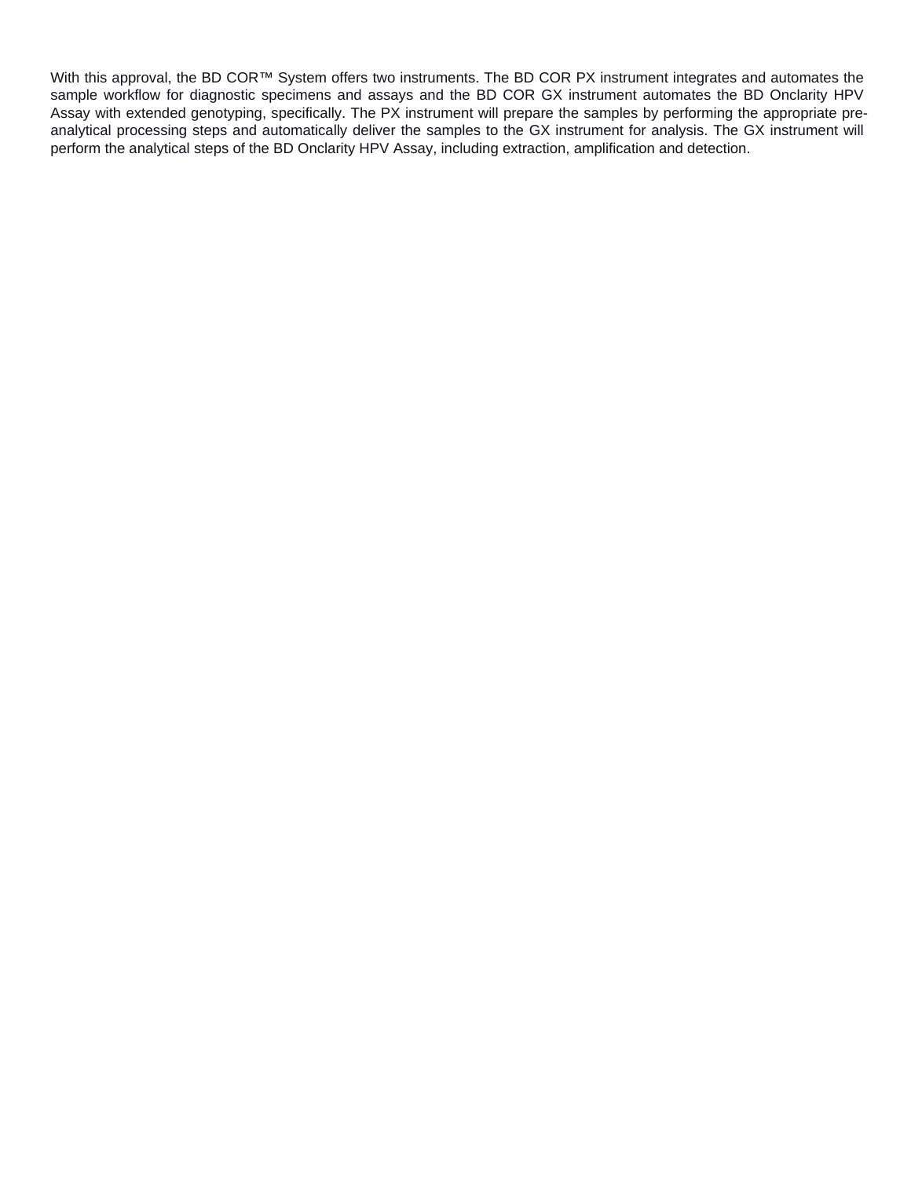With this approval, the BD COR™ System offers two instruments. The BD COR PX instrument integrates and automates the sample workflow for diagnostic specimens and assays and the BD COR GX instrument automates the BD Onclarity HPV Assay with extended genotyping, specifically. The PX instrument will prepare the samples by performing the appropriate pre-analytical processing steps and automatically deliver the samples to the GX instrument for analysis. The GX instrument will perform the analytical steps of the BD Onclarity HPV Assay, including extraction, amplification and detection.